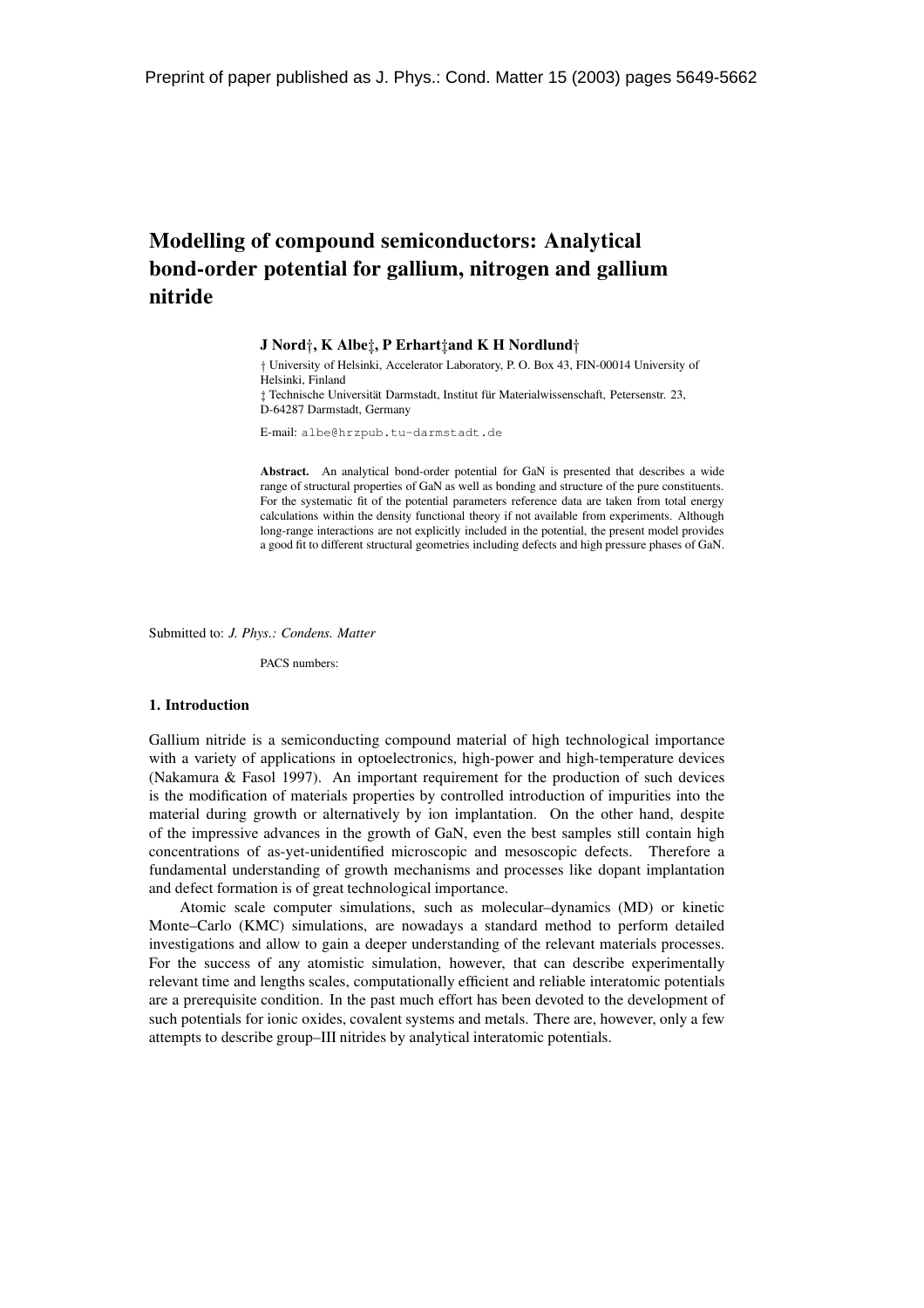Preprint of paper published as J. Phys.: Cond. Matter 15 (2003) pages 5649-5662

# Modelling of compound semiconductors: Analytical bond-order potential for gallium, nitrogen and gallium nitride

**J Nord†, K Albe‡, P Erhart‡and K H Nordlund†**

† University of Helsinki, Accelerator Laboratory, P. O. Box 43, FIN-00014 University of Helsinki, Finland

‡ Technische Universität Darmstadt, Institut für Materialwissenschaft, Petersenstr. 23, D-64287 Darmstadt, Germany

E-mail: albe@hrzpub.tu-darmstadt.de

**Abstract.** An analytical bond-order potential for GaN is presented that describes a wide range of structural properties of GaN as well as bonding and structure of the pure constituents. For the systematic fit of the potential parameters reference data are taken from total energy calculations within the density functional theory if not available from experiments. Although long-range interactions are not explicitly included in the potential, the present model provides a good fit to different structural geometries including defects and high pressure phases of GaN.

Submitted to: *J. Phys.: Condens. Matter*

PACS numbers:

## 1. Introduction

Gallium nitride is a semiconducting compound material of high technological importance with a variety of applications in optoelectronics, high-power and high-temperature devices (Nakamura & Fasol 1997). An important requirement for the production of such devices is the modification of materials properties by controlled introduction of impurities into the material during growth or alternatively by ion implantation. On the other hand, despite of the impressive advances in the growth of GaN, even the best samples still contain high concentrations of as-yet-unidentified microscopic and mesoscopic defects. Therefore a fundamental understanding of growth mechanisms and processes like dopant implantation and defect formation is of great technological importance.

Atomic scale computer simulations, such as molecular–dynamics (MD) or kinetic Monte–Carlo (KMC) simulations, are nowadays a standard method to perform detailed investigations and allow to gain a deeper understanding of the relevant materials processes. For the success of any atomistic simulation, however, that can describe experimentally relevant time and lengths scales, computationally efficient and reliable interatomic potentials are a prerequisite condition. In the past much effort has been devoted to the development of such potentials for ionic oxides, covalent systems and metals. There are, however, only a few attempts to describe group–III nitrides by analytical interatomic potentials.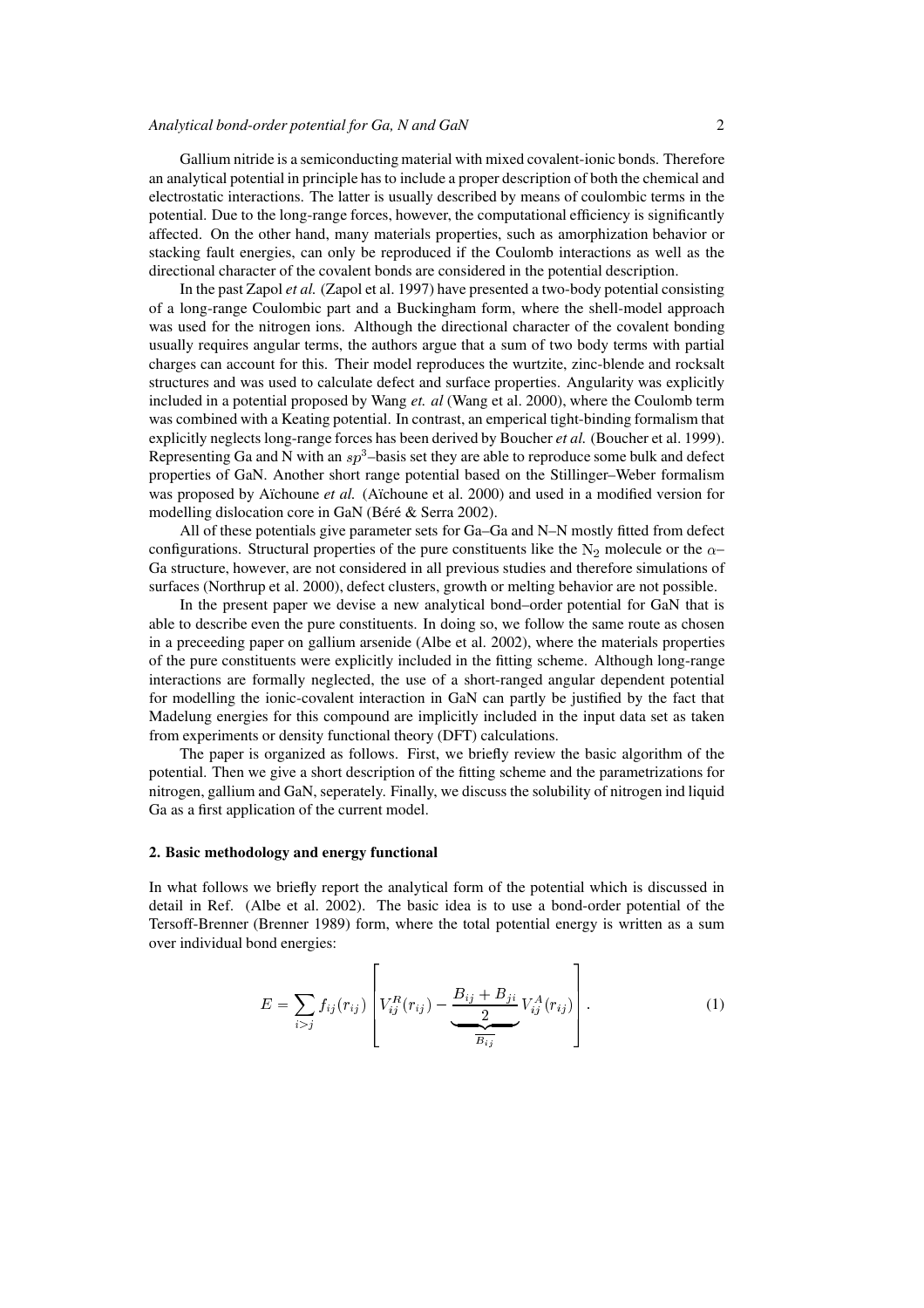Gallium nitride is a semiconducting material with mixed covalent-ionic bonds. Therefore an analytical potential in principle has to include a proper description of both the chemical and electrostatic interactions. The latter is usually described by means of coulombic terms in the potential. Due to the long-range forces, however, the computational efficiency is significantly affected. On the other hand, many materials properties, such as amorphization behavior or stacking fault energies, can only be reproduced if the Coulomb interactions as well as the directional character of the covalent bonds are considered in the potential description.

In the past Zapol *et al.* (Zapol et al. 1997) have presented a two-body potential consisting of a long-range Coulombic part and a Buckingham form, where the shell-model approach was used for the nitrogen ions. Although the directional character of the covalent bonding usually requires angular terms, the authors argue that a sum of two body terms with partial charges can account for this. Their model reproduces the wurtzite, zinc-blende and rocksalt structures and was used to calculate defect and surface properties. Angularity was explicitly included in a potential proposed by Wang *et. al* (Wang et al. 2000), where the Coulomb term was combined with a Keating potential. In contrast, an emperical tight-binding formalism that explicitly neglects long-range forces has been derived by Boucher *et al.* (Boucher et al. 1999). Representing Ga and N with an $sp^3$–basis set they are able to reproduce some bulk and defect properties of GaN. Another short range potential based on the Stillinger–Weber formalism was proposed by Aïchoune *et al.* (Aïchoune et al. 2000) and used in a modified version for modelling dislocation core in GaN (Béré & Serra 2002).

All of these potentials give parameter sets for Ga–Ga and N–N mostly fitted from defect configurations. Structural properties of the pure constituents like the $N_2$ molecule or the $\alpha$–Ga structure, however, are not considered in all previous studies and therefore simulations of surfaces (Northrup et al. 2000), defect clusters, growth or melting behavior are not possible.

In the present paper we devise a new analytical bond–order potential for GaN that is able to describe even the pure constituents. In doing so, we follow the same route as chosen in a preceeding paper on gallium arsenide (Albe et al. 2002), where the materials properties of the pure constituents were explicitly included in the fitting scheme. Although long-range interactions are formally neglected, the use of a short-ranged angular dependent potential for modelling the ionic-covalent interaction in GaN can partly be justified by the fact that Madelung energies for this compound are implicitly included in the input data set as taken from experiments or density functional theory (DFT) calculations.

The paper is organized as follows. First, we briefly review the basic algorithm of the potential. Then we give a short description of the fitting scheme and the parametrizations for nitrogen, gallium and GaN, seperately. Finally, we discuss the solubility of nitrogen ind liquid Ga as a first application of the current model.

## 2. Basic methodology and energy functional

In what follows we briefly report the analytical form of the potential which is discussed in detail in Ref. (Albe et al. 2002). The basic idea is to use a bond-order potential of the Tersoff-Brenner (Brenner 1989) form, where the total potential energy is written as a sum over individual bond energies:

$$E = \sum_{i>j} f_{ij}(r_{ij}) \left[ V_{ij}^R(r_{ij}) - \underbrace{\frac{B_{ij} + B_{ji}}{2}}_{\overline{B_{ij}}} V_{ij}^A(r_{ij}) \right]. \tag{1}$$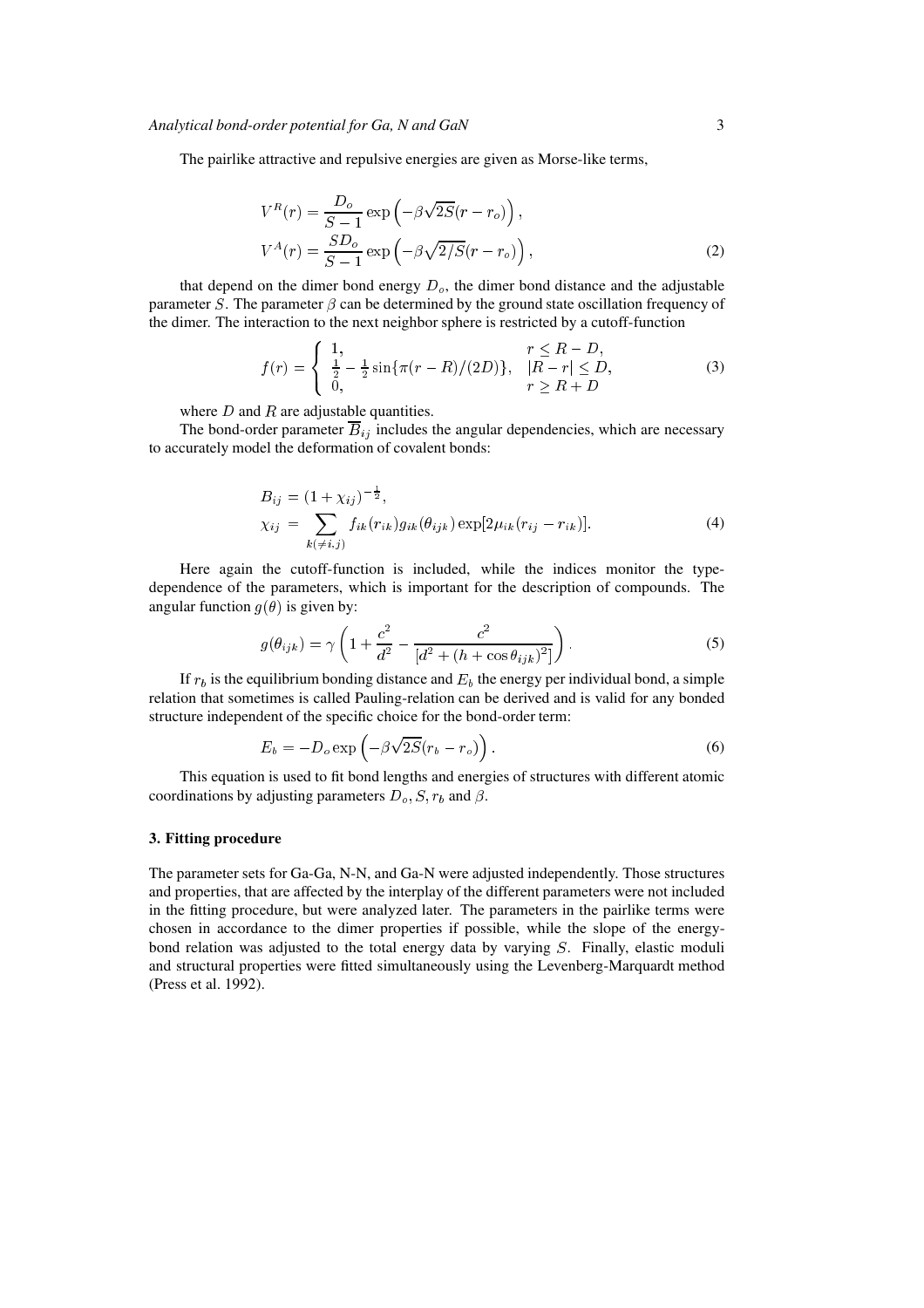The pairlike attractive and repulsive energies are given as Morse-like terms,

$$
\begin{aligned}
V^R(r) &= \frac{D_o}{S-1}\exp\left(-\beta\sqrt{2S}(r-r_o)\right), \\
V^A(r) &= \frac{SD_o}{S-1}\exp\left(-\beta\sqrt{2/S}(r-r_o)\right),
\end{aligned}
\tag{2}
$$

that depend on the dimer bond energy $D_o$, the dimer bond distance and the adjustable parameter $S$. The parameter $\beta$ can be determined by the ground state oscillation frequency of the dimer. The interaction to the next neighbor sphere is restricted by a cutoff-function

$$
f(r) = \begin{cases} 1, & r \leq R - D, \\ \frac{1}{2} - \frac{1}{2}\sin\{\pi(r-R)/(2D)\}, & |R - r| \leq D, \\ 0, & r \geq R + D \end{cases}
\tag{3}
$$

where $D$ and $R$ are adjustable quantities.

The bond-order parameter $\overline{B}_{ij}$ includes the angular dependencies, which are necessary to accurately model the deformation of covalent bonds:

$$
\begin{aligned}
B_{ij} &= (1 + \chi_{ij})^{-\frac{1}{2}}, \\
\chi_{ij} &= \sum_{k(\neq i,j)} f_{ik}(r_{ik}) g_{ik}(\theta_{ijk}) \exp[2\mu_{ik}(r_{ij} - r_{ik})].
\end{aligned}
\tag{4}
$$

Here again the cutoff-function is included, while the indices monitor the type-dependence of the parameters, which is important for the description of compounds. The angular function $g(\theta)$ is given by:

$$
g(\theta_{ijk}) = \gamma\left(1 + \frac{c^2}{d^2} - \frac{c^2}{[d^2 + (h + \cos\theta_{ijk})^2]}\right).
\tag{5}
$$

If $r_b$ is the equilibrium bonding distance and $E_b$ the energy per individual bond, a simple relation that sometimes is called Pauling-relation can be derived and is valid for any bonded structure independent of the specific choice for the bond-order term:

$$
E_b = -D_o \exp\left(-\beta\sqrt{2S}(r_b - r_o)\right).
\tag{6}
$$

This equation is used to fit bond lengths and energies of structures with different atomic coordinations by adjusting parameters $D_o, S, r_b$ and $\beta$.

### 3. Fitting procedure

The parameter sets for Ga-Ga, N-N, and Ga-N were adjusted independently. Those structures and properties, that are affected by the interplay of the different parameters were not included in the fitting procedure, but were analyzed later. The parameters in the pairlike terms were chosen in accordance to the dimer properties if possible, while the slope of the energy-bond relation was adjusted to the total energy data by varying $S$. Finally, elastic moduli and structural properties were fitted simultaneously using the Levenberg-Marquardt method (Press et al. 1992).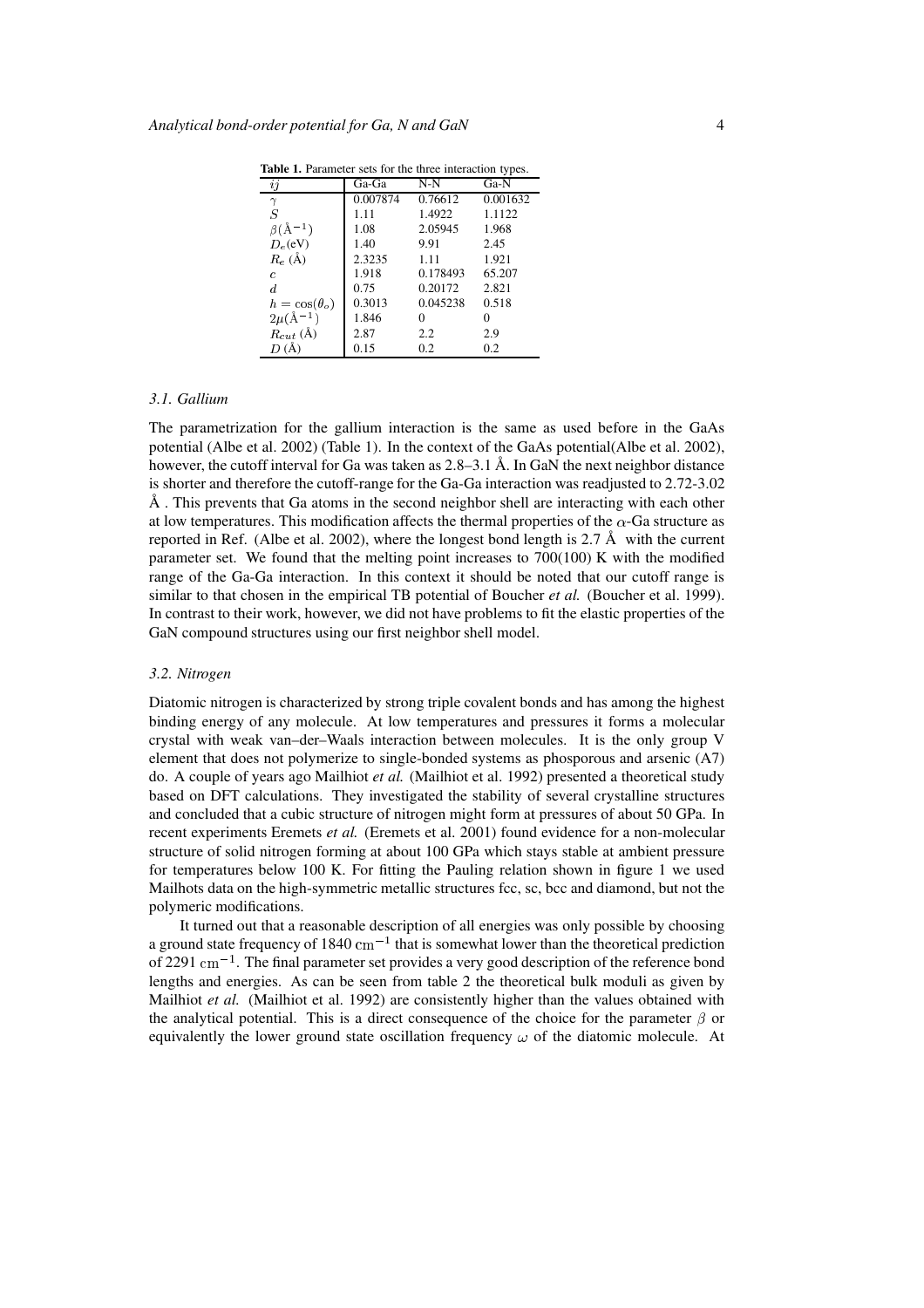**Table 1.** Parameter sets for the three interaction types.

| $ij$ | Ga-Ga | N-N | Ga-N |
|---|---|---|---|
| $\gamma$ | 0.007874 | 0.76612 | 0.001632 |
| $S$ | 1.11 | 1.4922 | 1.1122 |
| $\beta(\text{Å}^{-1})$ | 1.08 | 2.05945 | 1.968 |
| $D_e$(eV) | 1.40 | 9.91 | 2.45 |
| $R_e$ (Å) | 2.3235 | 1.11 | 1.921 |
| $c$ | 1.918 | 0.178493 | 65.207 |
| $d$ | 0.75 | 0.20172 | 2.821 |
| $h = \cos(\theta_o)$ | 0.3013 | 0.045238 | 0.518 |
| $2\mu(\text{Å}^{-1})$ | 1.846 | 0 | 0 |
| $R_{cut}$ (Å) | 2.87 | 2.2 | 2.9 |
| $D$ (Å) | 0.15 | 0.2 | 0.2 |

### 3.1. Gallium

The parametrization for the gallium interaction is the same as used before in the GaAs potential (Albe et al. 2002) (Table 1). In the context of the GaAs potential(Albe et al. 2002), however, the cutoff interval for Ga was taken as 2.8–3.1 Å. In GaN the next neighbor distance is shorter and therefore the cutoff-range for the Ga-Ga interaction was readjusted to 2.72-3.02 Å . This prevents that Ga atoms in the second neighbor shell are interacting with each other at low temperatures. This modification affects the thermal properties of the $\alpha$-Ga structure as reported in Ref. (Albe et al. 2002), where the longest bond length is 2.7 Å with the current parameter set. We found that the melting point increases to 700(100) K with the modified range of the Ga-Ga interaction. In this context it should be noted that our cutoff range is similar to that chosen in the empirical TB potential of Boucher *et al.* (Boucher et al. 1999). In contrast to their work, however, we did not have problems to fit the elastic properties of the GaN compound structures using our first neighbor shell model.

### 3.2. Nitrogen

Diatomic nitrogen is characterized by strong triple covalent bonds and has among the highest binding energy of any molecule. At low temperatures and pressures it forms a molecular crystal with weak van–der–Waals interaction between molecules. It is the only group V element that does not polymerize to single-bonded systems as phosporous and arsenic (A7) do. A couple of years ago Mailhiot *et al.* (Mailhiot et al. 1992) presented a theoretical study based on DFT calculations. They investigated the stability of several crystalline structures and concluded that a cubic structure of nitrogen might form at pressures of about 50 GPa. In recent experiments Eremets *et al.* (Eremets et al. 2001) found evidence for a non-molecular structure of solid nitrogen forming at about 100 GPa which stays stable at ambient pressure for temperatures below 100 K. For fitting the Pauling relation shown in figure 1 we used Mailhots data on the high-symmetric metallic structures fcc, sc, bcc and diamond, but not the polymeric modifications.

It turned out that a reasonable description of all energies was only possible by choosing a ground state frequency of 1840 $\mathrm{cm}^{-1}$ that is somewhat lower than the theoretical prediction of 2291 $\mathrm{cm}^{-1}$. The final parameter set provides a very good description of the reference bond lengths and energies. As can be seen from table 2 the theoretical bulk moduli as given by Mailhiot *et al.* (Mailhiot et al. 1992) are consistently higher than the values obtained with the analytical potential. This is a direct consequence of the choice for the parameter $\beta$ or equivalently the lower ground state oscillation frequency $\omega$ of the diatomic molecule. At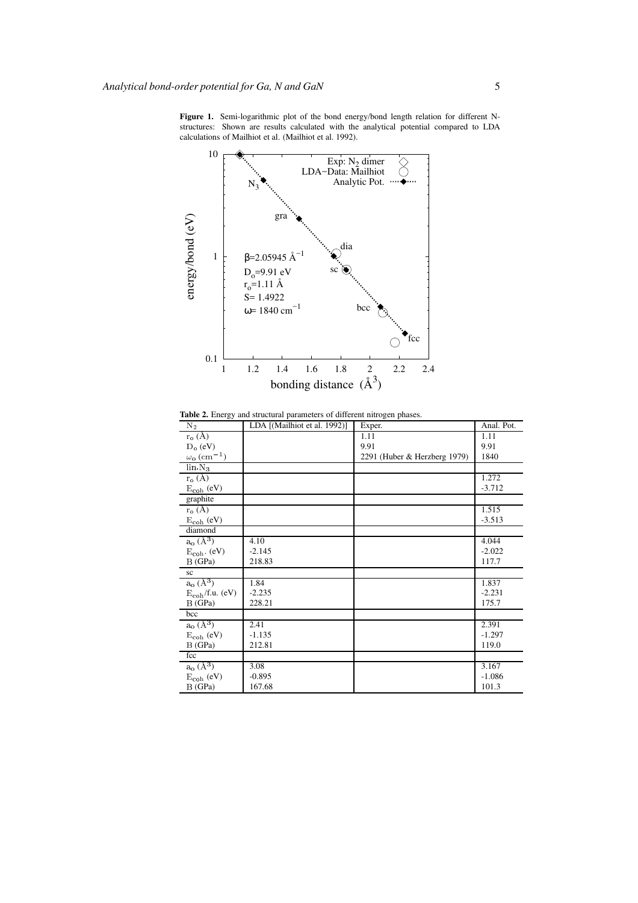**Figure 1.** Semi-logarithmic plot of the bond energy/bond length relation for different N-structures: Shown are results calculated with the analytical potential compared to LDA calculations of Mailhiot et al. (Mailhiot et al. 1992).

**Table 2.** Energy and structural parameters of different nitrogen phases.

| $N_2$ | LDA [(Mailhiot et al. 1992)] | Exper. | Anal. Pot. |
|---|---|---|---|
| $r_o$ (Å) | | 1.11 | 1.11 |
| $D_o$ (eV) | | 9.91 | 9.91 |
| $\omega_o$ ($cm^{-1}$) | | 2291 (Huber & Herzberg 1979) | 1840 |
| lin.$N_3$ | | | |
| $r_o$ (Å) | | | 1.272 |
| $E_{coh}$ (eV) | | | -3.712 |
| graphite | | | |
| $r_o$ (Å) | | | 1.515 |
| $E_{coh}$ (eV) | | | -3.513 |
| diamond | | | |
| $a_o$ ($Å^3$) | 4.10 | | 4.044 |
| $E_{coh}$. (eV) | -2.145 | | -2.022 |
| B (GPa) | 218.83 | | 117.7 |
| sc | | | |
| $a_o$ ($Å^3$) | 1.84 | | 1.837 |
| $E_{coh}$/f.u. (eV) | -2.235 | | -2.231 |
| B (GPa) | 228.21 | | 175.7 |
| bcc | | | |
| $a_o$ ($Å^3$) | 2.41 | | 2.391 |
| $E_{coh}$ (eV) | -1.135 | | -1.297 |
| B (GPa) | 212.81 | | 119.0 |
| fcc | | | |
| $a_o$ ($Å^3$) | 3.08 | | 3.167 |
| $E_{coh}$ (eV) | -0.895 | | -1.086 |
| B (GPa) | 167.68 | | 101.3 |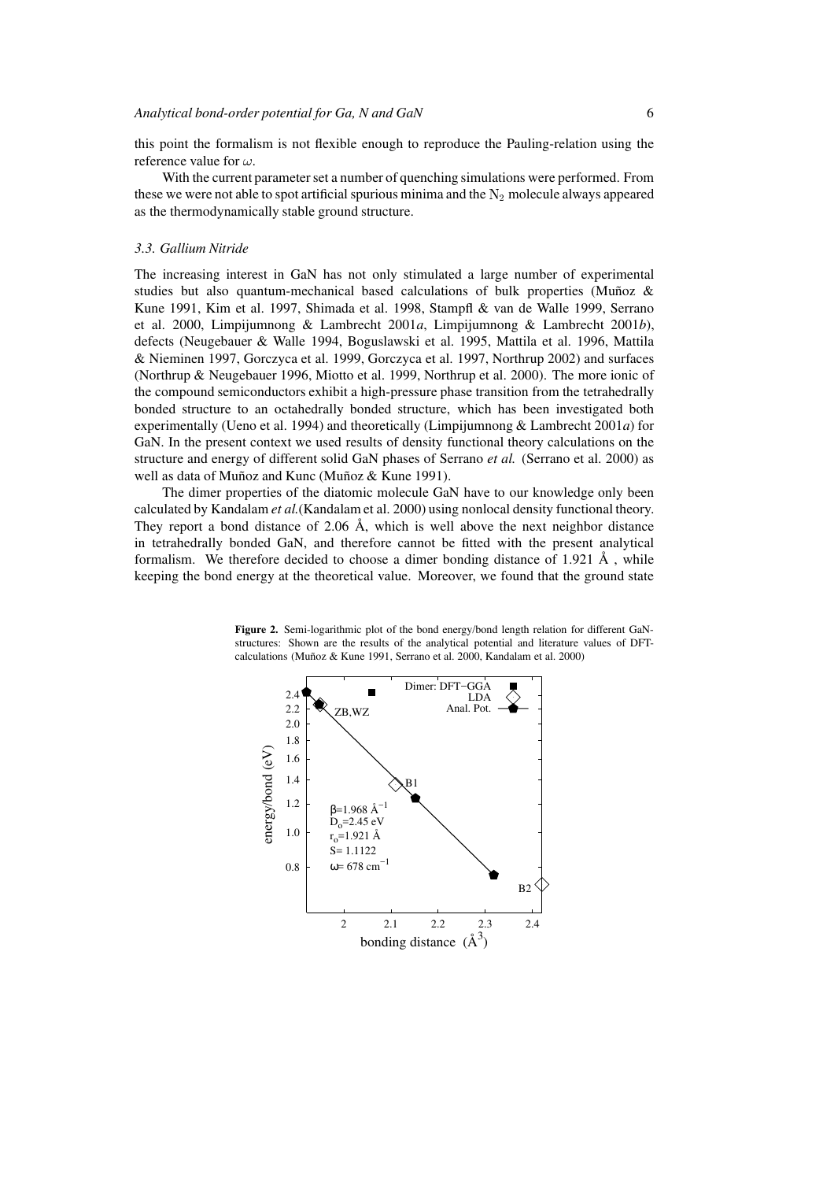this point the formalism is not flexible enough to reproduce the Pauling-relation using the reference value for $\omega$.

With the current parameter set a number of quenching simulations were performed. From these we were not able to spot artificial spurious minima and the $N_2$ molecule always appeared as the thermodynamically stable ground structure.

### 3.3. Gallium Nitride

The increasing interest in GaN has not only stimulated a large number of experimental studies but also quantum-mechanical based calculations of bulk properties (Muñoz & Kune 1991, Kim et al. 1997, Shimada et al. 1998, Stampfl & van de Walle 1999, Serrano et al. 2000, Limpijumnong & Lambrecht 2001*a*, Limpijumnong & Lambrecht 2001*b*), defects (Neugebauer & Walle 1994, Boguslawski et al. 1995, Mattila et al. 1996, Mattila & Nieminen 1997, Gorczyca et al. 1999, Gorczyca et al. 1997, Northrup 2002) and surfaces (Northrup & Neugebauer 1996, Miotto et al. 1999, Northrup et al. 2000). The more ionic of the compound semiconductors exhibit a high-pressure phase transition from the tetrahedrally bonded structure to an octahedrally bonded structure, which has been investigated both experimentally (Ueno et al. 1994) and theoretically (Limpijumnong & Lambrecht 2001*a*) for GaN. In the present context we used results of density functional theory calculations on the structure and energy of different solid GaN phases of Serrano *et al.* (Serrano et al. 2000) as well as data of Muñoz and Kunc (Muñoz & Kune 1991).

The dimer properties of the diatomic molecule GaN have to our knowledge only been calculated by Kandalam *et al.*(Kandalam et al. 2000) using nonlocal density functional theory. They report a bond distance of 2.06 Å, which is well above the next neighbor distance in tetrahedrally bonded GaN, and therefore cannot be fitted with the present analytical formalism. We therefore decided to choose a dimer bonding distance of 1.921 Å , while keeping the bond energy at the theoretical value. Moreover, we found that the ground state

**Figure 2.** Semi-logarithmic plot of the bond energy/bond length relation for different GaN-structures: Shown are the results of the analytical potential and literature values of DFT-calculations (Muñoz & Kune 1991, Serrano et al. 2000, Kandalam et al. 2000)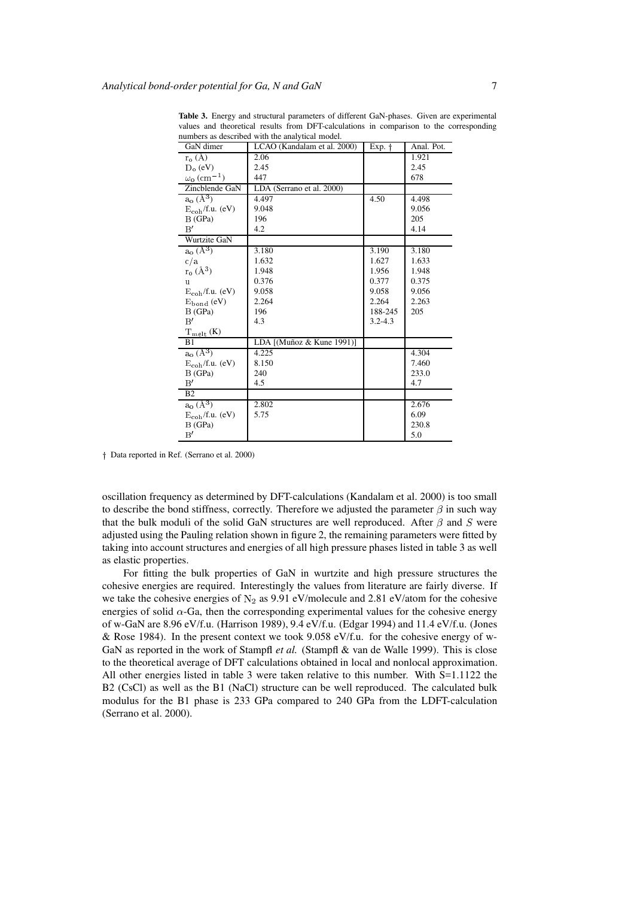**Table 3.** Energy and structural parameters of different GaN-phases. Given are experimental values and theoretical results from DFT-calculations in comparison to the corresponding numbers as described with the analytical model.

| GaN dimer | LCAO (Kandalam et al. 2000) | Exp. † | Anal. Pot. |
|---|---|---|---|
| $r_o$ (Å) | 2.06 | | 1.921 |
| $D_o$ (eV) | 2.45 | | 2.45 |
| $\omega_o$ ($cm^{-1}$) | 447 | | 678 |
| Zincblende GaN | LDA (Serrano et al. 2000) | | |
| $a_o$ ($Å^3$) | 4.497 | 4.50 | 4.498 |
| $E_{coh}$/f.u. (eV) | 9.048 | | 9.056 |
| B (GPa) | 196 | | 205 |
| $B'$ | 4.2 | | 4.14 |
| Wurtzite GaN | | | |
| $a_o$ ($Å^3$) | 3.180 | 3.190 | 3.180 |
| $c/a$ | 1.632 | 1.627 | 1.633 |
| $r_o$ ($Å^3$) | 1.948 | 1.956 | 1.948 |
| u | 0.376 | 0.377 | 0.375 |
| $E_{coh}$/f.u. (eV) | 9.058 | 9.058 | 9.056 |
| $E_{bond}$ (eV) | 2.264 | 2.264 | 2.263 |
| B (GPa) | 196 | 188-245 | 205 |
| $B'$ | 4.3 | 3.2-4.3 | |
| $T_{melt}$ (K) | | | |
| B1 | LDA [(Muñoz & Kune 1991)] | | |
| $a_o$ ($Å^3$) | 4.225 | | 4.304 |
| $E_{coh}$/f.u. (eV) | 8.150 | | 7.460 |
| B (GPa) | 240 | | 233.0 |
| $B'$ | 4.5 | | 4.7 |
| B2 | | | |
| $a_o$ ($Å^3$) | 2.802 | | 2.676 |
| $E_{coh}$/f.u. (eV) | 5.75 | | 6.09 |
| B (GPa) | | | 230.8 |
| $B'$ | | | 5.0 |

† Data reported in Ref. (Serrano et al. 2000)

oscillation frequency as determined by DFT-calculations (Kandalam et al. 2000) is too small to describe the bond stiffness, correctly. Therefore we adjusted the parameter $\beta$ in such way that the bulk moduli of the solid GaN structures are well reproduced. After $\beta$ and $S$ were adjusted using the Pauling relation shown in figure 2, the remaining parameters were fitted by taking into account structures and energies of all high pressure phases listed in table 3 as well as elastic properties.

For fitting the bulk properties of GaN in wurtzite and high pressure structures the cohesive energies are required. Interestingly the values from literature are fairly diverse. If we take the cohesive energies of $N_2$ as 9.91 eV/molecule and 2.81 eV/atom for the cohesive energies of solid $\alpha$-Ga, then the corresponding experimental values for the cohesive energy of w-GaN are 8.96 eV/f.u. (Harrison 1989), 9.4 eV/f.u. (Edgar 1994) and 11.4 eV/f.u. (Jones & Rose 1984). In the present context we took 9.058 eV/f.u. for the cohesive energy of w-GaN as reported in the work of Stampfl *et al.* (Stampfl & van de Walle 1999). This is close to the theoretical average of DFT calculations obtained in local and nonlocal approximation. All other energies listed in table 3 were taken relative to this number. With S=1.1122 the B2 (CsCl) as well as the B1 (NaCl) structure can be well reproduced. The calculated bulk modulus for the B1 phase is 233 GPa compared to 240 GPa from the LDFT-calculation (Serrano et al. 2000).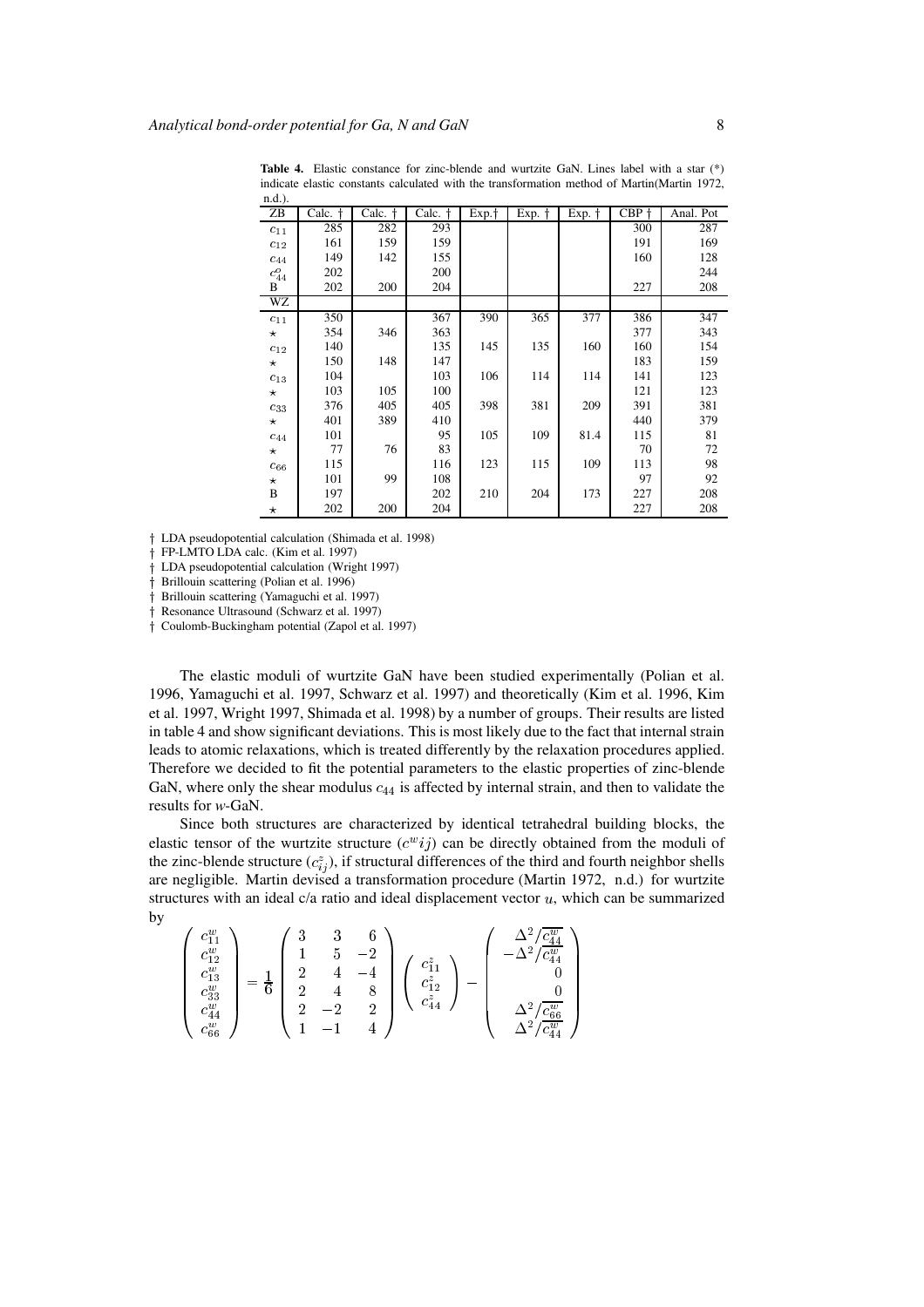**Table 4.** Elastic constance for zinc-blende and wurtzite GaN. Lines label with a star (*) indicate elastic constants calculated with the transformation method of Martin(Martin 1972, n.d.).

| ZB | Calc. † | Calc. † | Calc. † | Exp.† | Exp. † | Exp. † | CBP † | Anal. Pot |
|---|---|---|---|---|---|---|---|---|
| $c_{11}$ | 285 | 282 | 293 | | | | 300 | 287 |
| $c_{12}$ | 161 | 159 | 159 | | | | 191 | 169 |
| $c_{44}$ | 149 | 142 | 155 | | | | 160 | 128 |
| $c^o_{44}$ | 202 | | 200 | | | | | 244 |
| B | 202 | 200 | 204 | | | | 227 | 208 |
| WZ | | | | | | | | |
| $c_{11}$ | 350 | | 367 | 390 | 365 | 377 | 386 | 347 |
| $\star$ | 354 | 346 | 363 | | | | 377 | 343 |
| $c_{12}$ | 140 | | 135 | 145 | 135 | 160 | 160 | 154 |
| $\star$ | 150 | 148 | 147 | | | | 183 | 159 |
| $c_{13}$ | 104 | | 103 | 106 | 114 | 114 | 141 | 123 |
| $\star$ | 103 | 105 | 100 | | | | 121 | 123 |
| $c_{33}$ | 376 | 405 | 405 | 398 | 381 | 209 | 391 | 381 |
| $\star$ | 401 | 389 | 410 | | | | 440 | 379 |
| $c_{44}$ | 101 | | 95 | 105 | 109 | 81.4 | 115 | 81 |
| $\star$ | 77 | 76 | 83 | | | | 70 | 72 |
| $c_{66}$ | 115 | | 116 | 123 | 115 | 109 | 113 | 98 |
| $\star$ | 101 | 99 | 108 | | | | 97 | 92 |
| B | 197 | | 202 | 210 | 204 | 173 | 227 | 208 |
| $\star$ | 202 | 200 | 204 | | | | 227 | 208 |

† LDA pseudopotential calculation (Shimada et al. 1998)
† FP-LMTO LDA calc. (Kim et al. 1997)
† LDA pseudopotential calculation (Wright 1997)
† Brillouin scattering (Polian et al. 1996)
† Brillouin scattering (Yamaguchi et al. 1997)
† Resonance Ultrasound (Schwarz et al. 1997)
† Coulomb-Buckingham potential (Zapol et al. 1997)

The elastic moduli of wurtzite GaN have been studied experimentally (Polian et al. 1996, Yamaguchi et al. 1997, Schwarz et al. 1997) and theoretically (Kim et al. 1996, Kim et al. 1997, Wright 1997, Shimada et al. 1998) by a number of groups. Their results are listed in table 4 and show significant deviations. This is most likely due to the fact that internal strain leads to atomic relaxations, which is treated differently by the relaxation procedures applied. Therefore we decided to fit the potential parameters to the elastic properties of zinc-blende GaN, where only the shear modulus $c_{44}$ is affected by internal strain, and then to validate the results for *w*-GaN.

Since both structures are characterized by identical tetrahedral building blocks, the elastic tensor of the wurtzite structure ($c^w ij$) can be directly obtained from the moduli of the zinc-blende structure ($c^z_{ij}$), if structural differences of the third and fourth neighbor shells are negligible. Martin devised a transformation procedure (Martin 1972, n.d.) for wurtzite structures with an ideal c/a ratio and ideal displacement vector $u$, which can be summarized by

$$\begin{pmatrix} c^w_{11} \\ c^w_{12} \\ c^w_{13} \\ c^w_{33} \\ c^w_{44} \\ c^w_{66} \end{pmatrix} = \frac{1}{6} \begin{pmatrix} 3 & 3 & 6 \\ 1 & 5 & -2 \\ 2 & 4 & -4 \\ 2 & 4 & 8 \\ 2 & -2 & 2 \\ 1 & -1 & 4 \end{pmatrix} \begin{pmatrix} c^z_{11} \\ c^z_{12} \\ c^z_{44} \end{pmatrix} - \begin{pmatrix} \Delta^2 / \overline{c^w_{44}} \\ -\Delta^2 / \overline{c^w_{44}} \\ 0 \\ 0 \\ \Delta^2 / \overline{c^w_{66}} \\ \Delta^2 / \overline{c^w_{44}} \end{pmatrix}$$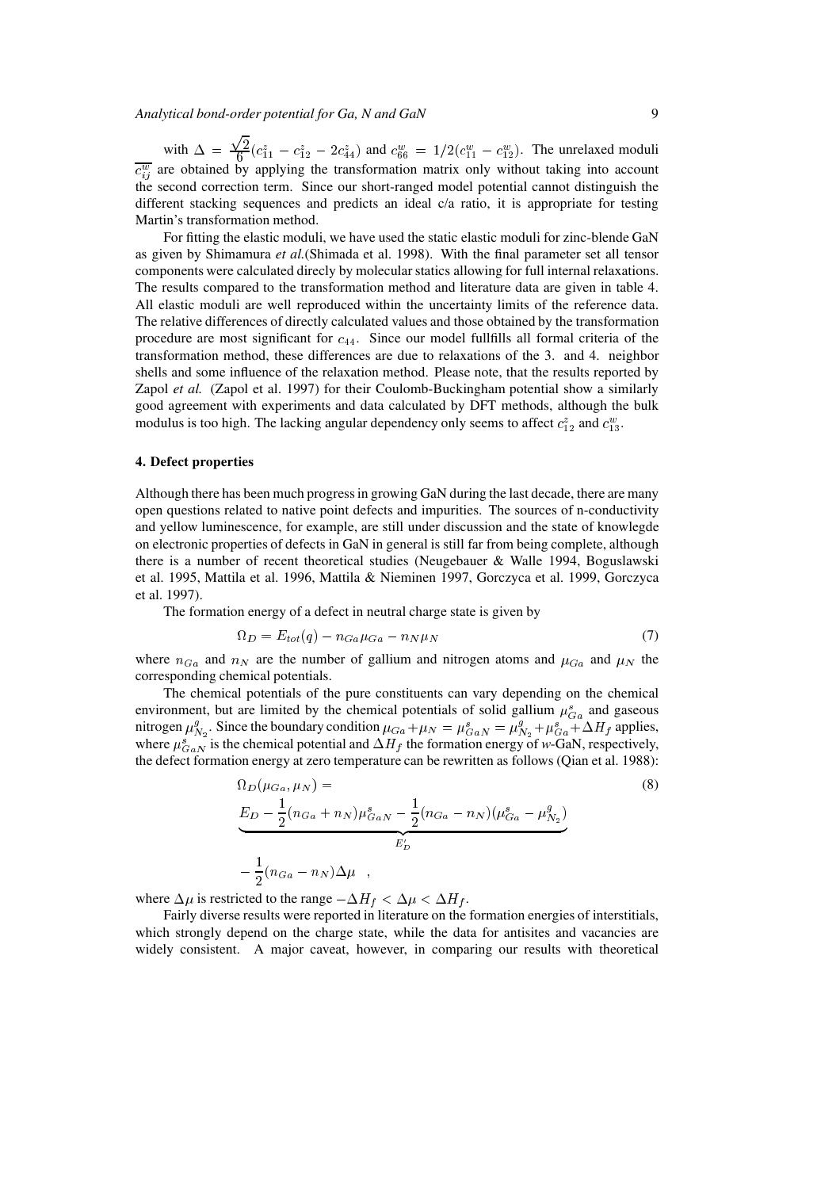with $\Delta = \frac{\sqrt{2}}{6}(c^z_{11} - c^z_{12} - 2c^z_{44})$ and $c^w_{66} = 1/2(c^w_{11} - c^w_{12})$. The unrelaxed moduli $\overline{c^w_{ij}}$ are obtained by applying the transformation matrix only without taking into account the second correction term. Since our short-ranged model potential cannot distinguish the different stacking sequences and predicts an ideal c/a ratio, it is appropriate for testing Martin's transformation method.

For fitting the elastic moduli, we have used the static elastic moduli for zinc-blende GaN as given by Shimamura *et al.*(Shimada et al. 1998). With the final parameter set all tensor components were calculated direcly by molecular statics allowing for full internal relaxations. The results compared to the transformation method and literature data are given in table 4. All elastic moduli are well reproduced within the uncertainty limits of the reference data. The relative differences of directly calculated values and those obtained by the transformation procedure are most significant for $c_{44}$. Since our model fullfills all formal criteria of the transformation method, these differences are due to relaxations of the 3. and 4. neighbor shells and some influence of the relaxation method. Please note, that the results reported by Zapol *et al.* (Zapol et al. 1997) for their Coulomb-Buckingham potential show a similarly good agreement with experiments and data calculated by DFT methods, although the bulk modulus is too high. The lacking angular dependency only seems to affect $c^z_{12}$ and $c^w_{13}$.

### 4. Defect properties

Although there has been much progress in growing GaN during the last decade, there are many open questions related to native point defects and impurities. The sources of n-conductivity and yellow luminescence, for example, are still under discussion and the state of knowlegde on electronic properties of defects in GaN in general is still far from being complete, although there is a number of recent theoretical studies (Neugebauer & Walle 1994, Boguslawski et al. 1995, Mattila et al. 1996, Mattila & Nieminen 1997, Gorczyca et al. 1999, Gorczyca et al. 1997).

The formation energy of a defect in neutral charge state is given by

$$\Omega_D = E_{tot}(q) - n_{Ga}\mu_{Ga} - n_N\mu_N \tag{7}$$

where $n_{Ga}$ and $n_N$ are the number of gallium and nitrogen atoms and $\mu_{Ga}$ and $\mu_N$ the corresponding chemical potentials.

The chemical potentials of the pure constituents can vary depending on the chemical environment, but are limited by the chemical potentials of solid gallium $\mu^s_{Ga}$ and gaseous nitrogen $\mu^g_{N_2}$. Since the boundary condition $\mu_{Ga} + \mu_N = \mu^s_{GaN} = \mu^g_{N_2} + \mu^s_{Ga} + \Delta H_f$ applies, where $\mu^s_{GaN}$ is the chemical potential and $\Delta H_f$ the formation energy of *w*-GaN, respectively, the defect formation energy at zero temperature can be rewritten as follows (Qian et al. 1988):

$$\begin{aligned} &\Omega_D(\mu_{Ga}, \mu_N) = \\ &\underbrace{E_D - \frac{1}{2}(n_{Ga} + n_N)\mu^s_{GaN} - \frac{1}{2}(n_{Ga} - n_N)(\mu^s_{Ga} - \mu^g_{N_2})}_{E'_D} \\ &- \frac{1}{2}(n_{Ga} - n_N)\Delta\mu \quad , \end{aligned} \tag{8}$$

where $\Delta\mu$ is restricted to the range $-\Delta H_f < \Delta\mu < \Delta H_f$.

Fairly diverse results were reported in literature on the formation energies of interstitials, which strongly depend on the charge state, while the data for antisites and vacancies are widely consistent. A major caveat, however, in comparing our results with theoretical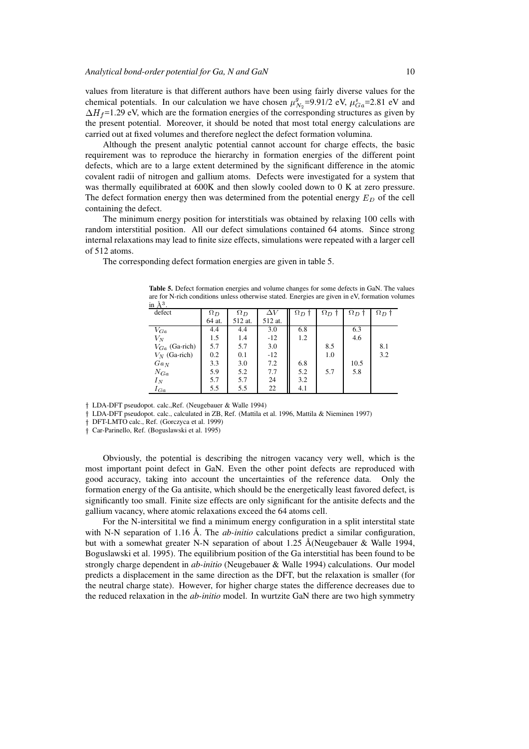values from literature is that different authors have been using fairly diverse values for the chemical potentials. In our calculation we have chosen $\mu^{g}_{N_2}$=9.91/2 eV, $\mu^{s}_{Ga}$=2.81 eV and $\Delta H_f$=1.29 eV, which are the formation energies of the corresponding structures as given by the present potential. Moreover, it should be noted that most total energy calculations are carried out at fixed volumes and therefore neglect the defect formation volumina.

Although the present analytic potential cannot account for charge effects, the basic requirement was to reproduce the hierarchy in formation energies of the different point defects, which are to a large extent determined by the significant difference in the atomic covalent radii of nitrogen and gallium atoms. Defects were investigated for a system that was thermally equilibrated at 600K and then slowly cooled down to 0 K at zero pressure. The defect formation energy then was determined from the potential energy $E_D$ of the cell containing the defect.

The minimum energy position for interstitials was obtained by relaxing 100 cells with random interstitial position. All our defect simulations contained 64 atoms. Since strong internal relaxations may lead to finite size effects, simulations were repeated with a larger cell of 512 atoms.

The corresponding defect formation energies are given in table 5.

**Table 5.** Defect formation energies and volume changes for some defects in GaN. The values are for N-rich conditions unless otherwise stated. Energies are given in eV, formation volumes in Å$^3$.

| defect | $\Omega_D$ 64 at. | $\Omega_D$ 512 at. | $\Delta V$ 512 at. | $\Omega_D$ † | $\Omega_D$ † | $\Omega_D$ † | $\Omega_D$ † |
|---|---|---|---|---|---|---|---|
| $V_{Ga}$ | 4.4 | 4.4 | 3.0 | 6.8 | | 6.3 | |
| $V_N$ | 1.5 | 1.4 | -12 | 1.2 | | 4.6 | |
| $V_{Ga}$ (Ga-rich) | 5.7 | 5.7 | 3.0 | | 8.5 | | 8.1 |
| $V_N$ (Ga-rich) | 0.2 | 0.1 | -12 | | 1.0 | | 3.2 |
| $Ga_N$ | 3.3 | 3.0 | 7.2 | 6.8 | | 10.5 | |
| $N_{Ga}$ | 5.9 | 5.2 | 7.7 | 5.2 | 5.7 | 5.8 | |
| $I_N$ | 5.7 | 5.7 | 24 | 3.2 | | | |
| $I_{Ga}$ | 5.5 | 5.5 | 22 | 4.1 | | | |

† LDA-DFT pseudopot. calc.,Ref. (Neugebauer & Walle 1994)
† LDA-DFT pseudopot. calc., calculated in ZB, Ref. (Mattila et al. 1996, Mattila & Nieminen 1997)
† DFT-LMTO calc., Ref. (Gorczyca et al. 1999)
† Car-Parinello, Ref. (Boguslawski et al. 1995)

Obviously, the potential is describing the nitrogen vacancy very well, which is the most important point defect in GaN. Even the other point defects are reproduced with good accuracy, taking into account the uncertainties of the reference data. Only the formation energy of the Ga antisite, which should be the energetically least favored defect, is significantly too small. Finite size effects are only significant for the antisite defects and the gallium vacancy, where atomic relaxations exceed the 64 atoms cell.

For the N-intersitital we find a minimum energy configuration in a split interstital state with N-N separation of 1.16 Å. The *ab-initio* calculations predict a similar configuration, but with a somewhat greater N-N separation of about 1.25 Å(Neugebauer & Walle 1994, Boguslawski et al. 1995). The equilibrium position of the Ga interstitial has been found to be strongly charge dependent in *ab-initio* (Neugebauer & Walle 1994) calculations. Our model predicts a displacement in the same direction as the DFT, but the relaxation is smaller (for the neutral charge state). However, for higher charge states the difference decreases due to the reduced relaxation in the *ab-initio* model. In wurtzite GaN there are two high symmetry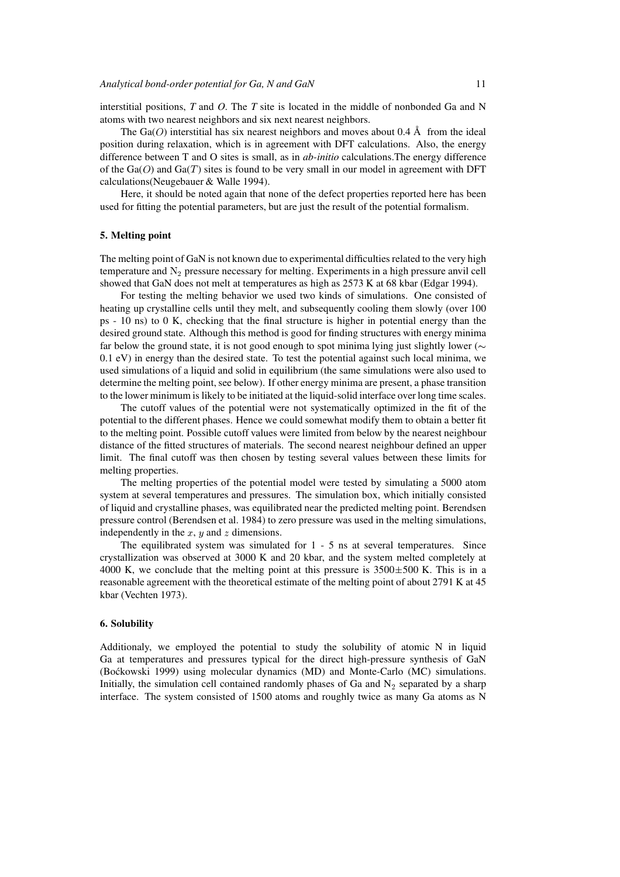interstitial positions, *T* and *O*. The *T* site is located in the middle of nonbonded Ga and N atoms with two nearest neighbors and six next nearest neighbors.

The Ga(*O*) interstitial has six nearest neighbors and moves about 0.4 Å from the ideal position during relaxation, which is in agreement with DFT calculations. Also, the energy difference between T and O sites is small, as in *ab-initio* calculations.The energy difference of the Ga(*O*) and Ga(*T*) sites is found to be very small in our model in agreement with DFT calculations(Neugebauer & Walle 1994).

Here, it should be noted again that none of the defect properties reported here has been used for fitting the potential parameters, but are just the result of the potential formalism.

## 5. Melting point

The melting point of GaN is not known due to experimental difficulties related to the very high temperature and $N_2$ pressure necessary for melting. Experiments in a high pressure anvil cell showed that GaN does not melt at temperatures as high as 2573 K at 68 kbar (Edgar 1994).

For testing the melting behavior we used two kinds of simulations. One consisted of heating up crystalline cells until they melt, and subsequently cooling them slowly (over 100 ps - 10 ns) to 0 K, checking that the final structure is higher in potential energy than the desired ground state. Although this method is good for finding structures with energy minima far below the ground state, it is not good enough to spot minima lying just slightly lower ($\sim$ 0.1 eV) in energy than the desired state. To test the potential against such local minima, we used simulations of a liquid and solid in equilibrium (the same simulations were also used to determine the melting point, see below). If other energy minima are present, a phase transition to the lower minimum is likely to be initiated at the liquid-solid interface over long time scales.

The cutoff values of the potential were not systematically optimized in the fit of the potential to the different phases. Hence we could somewhat modify them to obtain a better fit to the melting point. Possible cutoff values were limited from below by the nearest neighbour distance of the fitted structures of materials. The second nearest neighbour defined an upper limit. The final cutoff was then chosen by testing several values between these limits for melting properties.

The melting properties of the potential model were tested by simulating a 5000 atom system at several temperatures and pressures. The simulation box, which initially consisted of liquid and crystalline phases, was equilibrated near the predicted melting point. Berendsen pressure control (Berendsen et al. 1984) to zero pressure was used in the melting simulations, independently in the $x$, $y$ and $z$ dimensions.

The equilibrated system was simulated for 1 - 5 ns at several temperatures. Since crystallization was observed at 3000 K and 20 kbar, and the system melted completely at 4000 K, we conclude that the melting point at this pressure is 3500$\pm$500 K. This is in a reasonable agreement with the theoretical estimate of the melting point of about 2791 K at 45 kbar (Vechten 1973).

## 6. Solubility

Additionaly, we employed the potential to study the solubility of atomic N in liquid Ga at temperatures and pressures typical for the direct high-pressure synthesis of GaN (Boćkowski 1999) using molecular dynamics (MD) and Monte-Carlo (MC) simulations. Initially, the simulation cell contained randomly phases of Ga and $N_2$ separated by a sharp interface. The system consisted of 1500 atoms and roughly twice as many Ga atoms as N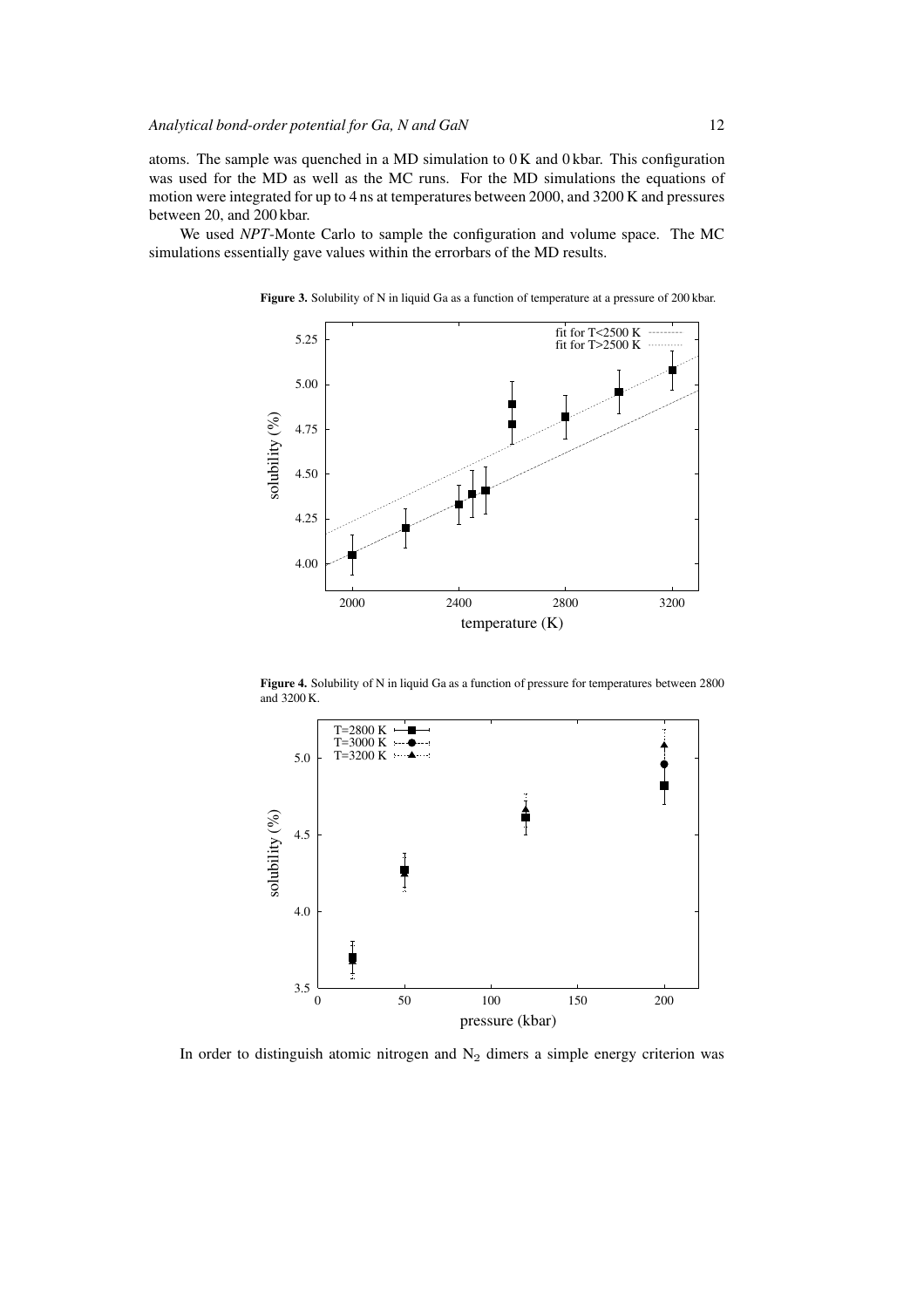atoms. The sample was quenched in a MD simulation to 0 K and 0 kbar. This configuration was used for the MD as well as the MC runs. For the MD simulations the equations of motion were integrated for up to 4 ns at temperatures between 2000, and 3200 K and pressures between 20, and 200 kbar.

We used *NPT*-Monte Carlo to sample the configuration and volume space. The MC simulations essentially gave values within the errorbars of the MD results.

**Figure 3.** Solubility of N in liquid Ga as a function of temperature at a pressure of 200 kbar.

**Figure 4.** Solubility of N in liquid Ga as a function of pressure for temperatures between 2800 and 3200 K.

In order to distinguish atomic nitrogen and $N_2$ dimers a simple energy criterion was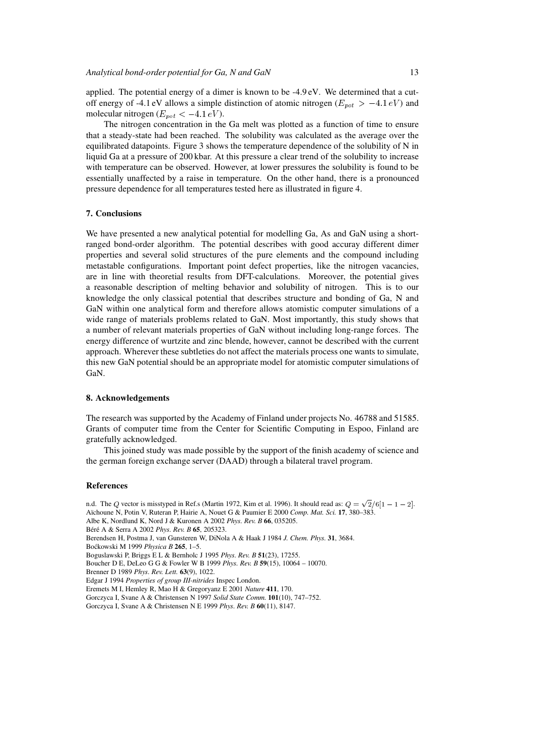applied. The potential energy of a dimer is known to be -4.9 eV. We determined that a cut-off energy of -4.1 eV allows a simple distinction of atomic nitrogen ($E_{pot} > -4.1\,eV$) and molecular nitrogen ($E_{pot} < -4.1\,eV$).

The nitrogen concentration in the Ga melt was plotted as a function of time to ensure that a steady-state had been reached. The solubility was calculated as the average over the equilibrated datapoints. Figure 3 shows the temperature dependence of the solubility of N in liquid Ga at a pressure of 200 kbar. At this pressure a clear trend of the solubility to increase with temperature can be observed. However, at lower pressures the solubility is found to be essentially unaffected by a raise in temperature. On the other hand, there is a pronounced pressure dependence for all temperatures tested here as illustrated in figure 4.

## 7. Conclusions

We have presented a new analytical potential for modelling Ga, As and GaN using a short-ranged bond-order algorithm. The potential describes with good accuray different dimer properties and several solid structures of the pure elements and the compound including metastable configurations. Important point defect properties, like the nitrogen vacancies, are in line with theoretial results from DFT-calculations. Moreover, the potential gives a reasonable description of melting behavior and solubility of nitrogen. This is to our knowledge the only classical potential that describes structure and bonding of Ga, N and GaN within one analytical form and therefore allows atomistic computer simulations of a wide range of materials problems related to GaN. Most importantly, this study shows that a number of relevant materials properties of GaN without including long-range forces. The energy difference of wurtzite and zinc blende, however, cannot be described with the current approach. Wherever these subtleties do not affect the materials process one wants to simulate, this new GaN potential should be an appropriate model for atomistic computer simulations of GaN.

## 8. Acknowledgements

The research was supported by the Academy of Finland under projects No. 46788 and 51585. Grants of computer time from the Center for Scientific Computing in Espoo, Finland are gratefully acknowledged.

This joined study was made possible by the support of the finish academy of science and the german foreign exchange server (DAAD) through a bilateral travel program.

## References

n.d. The $Q$ vector is misstyped in Ref.s (Martin 1972, Kim et al. 1996). It should read as: $Q = \sqrt{2}/6[1-1-2]$.

Aïchoune N, Potin V, Ruteran P, Hairie A, Nouet G & Paumier E 2000 *Comp. Mat. Sci.* **17**, 380–383.

Albe K, Nordlund K, Nord J & Kuronen A 2002 *Phys. Rev. B* **66**, 035205.

Béré A & Serra A 2002 *Phys. Rev. B* **65**, 205323.

Berendsen H, Postma J, van Gunsteren W, DiNola A & Haak J 1984 *J. Chem. Phys.* **31**, 3684.

Boćkowski M 1999 *Physica B* **265**, 1–5.

Boguslawski P, Briggs E L & Bernholc J 1995 *Phys. Rev. B* **51**(23), 17255.

Boucher D E, DeLeo G G & Fowler W B 1999 *Phys. Rev. B* **59**(15), 10064 – 10070.

Brenner D 1989 *Phys. Rev. Lett.* **63**(9), 1022.

Edgar J 1994 *Properties of group III-nitrides* Inspec London.

Eremets M I, Hemley R, Mao H & Gregoryanz E 2001 *Nature* **411**, 170.

Gorczyca I, Svane A & Christensen N 1997 *Solid State Comm.* **101**(10), 747–752.

Gorczyca I, Svane A & Christensen N E 1999 *Phys. Rev. B* **60**(11), 8147.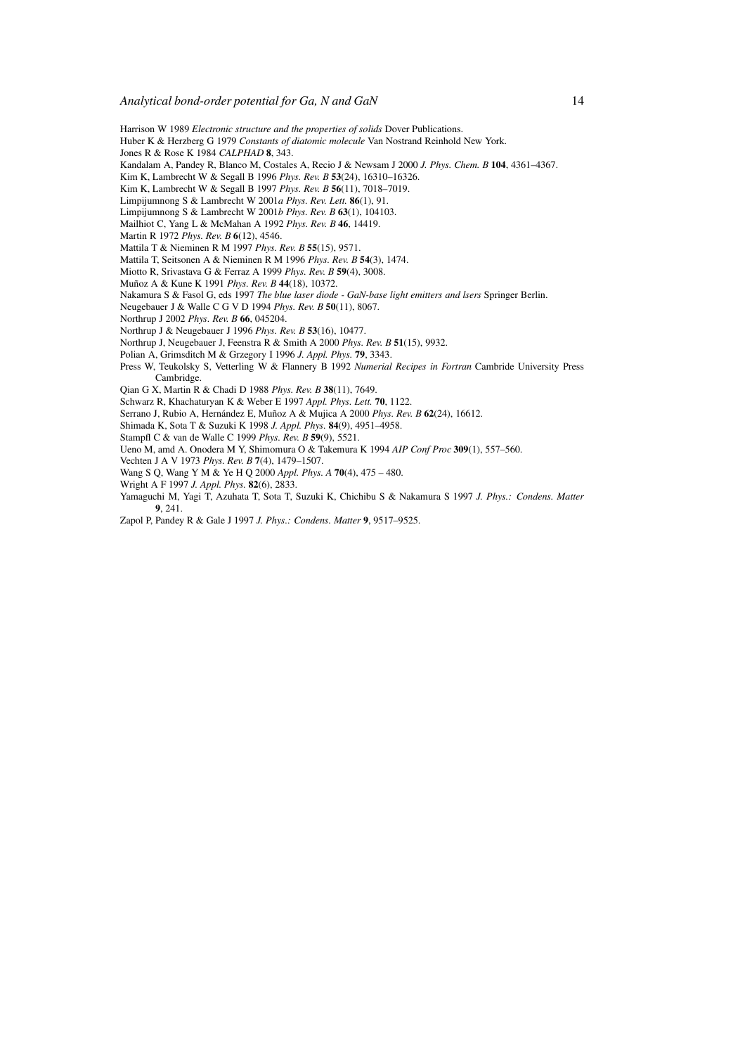Harrison W 1989 *Electronic structure and the properties of solids* Dover Publications.

Huber K & Herzberg G 1979 *Constants of diatomic molecule* Van Nostrand Reinhold New York.

Jones R & Rose K 1984 *CALPHAD* **8**, 343.

Kandalam A, Pandey R, Blanco M, Costales A, Recio J & Newsam J 2000 *J. Phys. Chem. B* **104**, 4361–4367.

Kim K, Lambrecht W & Segall B 1996 *Phys. Rev. B* **53**(24), 16310–16326.

Kim K, Lambrecht W & Segall B 1997 *Phys. Rev. B* **56**(11), 7018–7019.

Limpijumnong S & Lambrecht W 2001*a* *Phys. Rev. Lett.* **86**(1), 91.

Limpijumnong S & Lambrecht W 2001*b* *Phys. Rev. B* **63**(1), 104103.

Mailhiot C, Yang L & McMahan A 1992 *Phys. Rev. B* **46**, 14419.

Martin R 1972 *Phys. Rev. B* **6**(12), 4546.

Mattila T & Nieminen R M 1997 *Phys. Rev. B* **55**(15), 9571.

Mattila T, Seitsonen A & Nieminen R M 1996 *Phys. Rev. B* **54**(3), 1474.

Miotto R, Srivastava G & Ferraz A 1999 *Phys. Rev. B* **59**(4), 3008.

Muñoz A & Kune K 1991 *Phys. Rev. B* **44**(18), 10372.

Nakamura S & Fasol G, eds 1997 *The blue laser diode - GaN-base light emitters and lsers* Springer Berlin.

Neugebauer J & Walle C G V D 1994 *Phys. Rev. B* **50**(11), 8067.

Northrup J 2002 *Phys. Rev. B* **66**, 045204.

Northrup J & Neugebauer J 1996 *Phys. Rev. B* **53**(16), 10477.

Northrup J, Neugebauer J, Feenstra R & Smith A 2000 *Phys. Rev. B* **51**(15), 9932.

Polian A, Grimsditch M & Grzegory I 1996 *J. Appl. Phys.* **79**, 3343.

Press W, Teukolsky S, Vetterling W & Flannery B 1992 *Numerial Recipes in Fortran* Cambride University Press Cambridge.

Qian G X, Martin R & Chadi D 1988 *Phys. Rev. B* **38**(11), 7649.

Schwarz R, Khachaturyan K & Weber E 1997 *Appl. Phys. Lett.* **70**, 1122.

Serrano J, Rubio A, Hernández E, Muñoz A & Mujica A 2000 *Phys. Rev. B* **62**(24), 16612.

Shimada K, Sota T & Suzuki K 1998 *J. Appl. Phys.* **84**(9), 4951–4958.

Stampfl C & van de Walle C 1999 *Phys. Rev. B* **59**(9), 5521.

Ueno M, amd A. Onodera M Y, Shimomura O & Takemura K 1994 *AIP Conf Proc* **309**(1), 557–560.

Vechten J A V 1973 *Phys. Rev. B* **7**(4), 1479–1507.

Wang S Q, Wang Y M & Ye H Q 2000 *Appl. Phys. A* **70**(4), 475 – 480.

Wright A F 1997 *J. Appl. Phys.* **82**(6), 2833.

Yamaguchi M, Yagi T, Azuhata T, Sota T, Suzuki K, Chichibu S & Nakamura S 1997 *J. Phys.: Condens. Matter* **9**, 241.

Zapol P, Pandey R & Gale J 1997 *J. Phys.: Condens. Matter* **9**, 9517–9525.